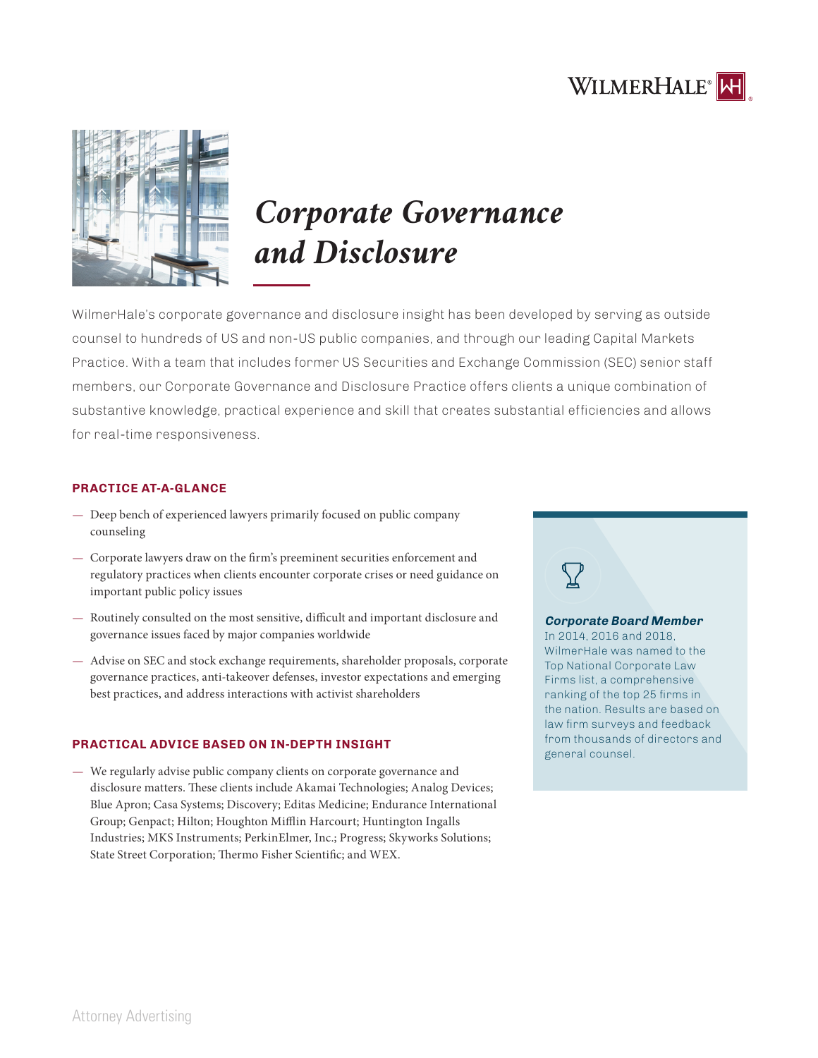# *Corporate Governance and Disclosure*

WilmerHale's corporate governance and disclosure insight has been developed by serving as outside counsel to hundreds of US and non-US public companies, and through our leading Capital Markets Practice. With a team that includes former US Securities and Exchange Commission (SEC) senior staff members, our Corporate Governance and Disclosure Practice offers clients a unique combination of substantive knowledge, practical experience and skill that creates substantial efficiencies and allows for real-time responsiveness.

## PRACTICE AT-A-GLANCE

- Deep bench of experienced lawyers primarily focused on public company counseling
- Corporate lawyers draw on the firm's preeminent securities enforcement and regulatory practices when clients encounter corporate crises or need guidance on important public policy issues
- Routinely consulted on the most sensitive, difficult and important disclosure and governance issues faced by major companies worldwide
- Advise on SEC and stock exchange requirements, shareholder proposals, corporate governance practices, anti-takeover defenses, investor expectations and emerging best practices, and address interactions with activist shareholders

## PRACTICAL ADVICE BASED ON IN-DEPTH INSIGHT

- We regularly advise public company clients on corporate governance and disclosure matters. These clients include Akamai Technologies; Analog Devices; Blue Apron; Casa Systems; Discovery; Editas Medicine; Endurance International Group; Genpact; Hilton; Houghton Mifflin Harcourt; Huntington Ingalls Industries; MKS Instruments; PerkinElmer, Inc.; Progress; Skyworks Solutions; State Street Corporation; Thermo Fisher Scientific; and WEX.

***Corporate Board Member***
In 2014, 2016 and 2018, WilmerHale was named to the Top National Corporate Law Firms list, a comprehensive ranking of the top 25 firms in the nation. Results are based on law firm surveys and feedback from thousands of directors and general counsel.

Attorney Advertising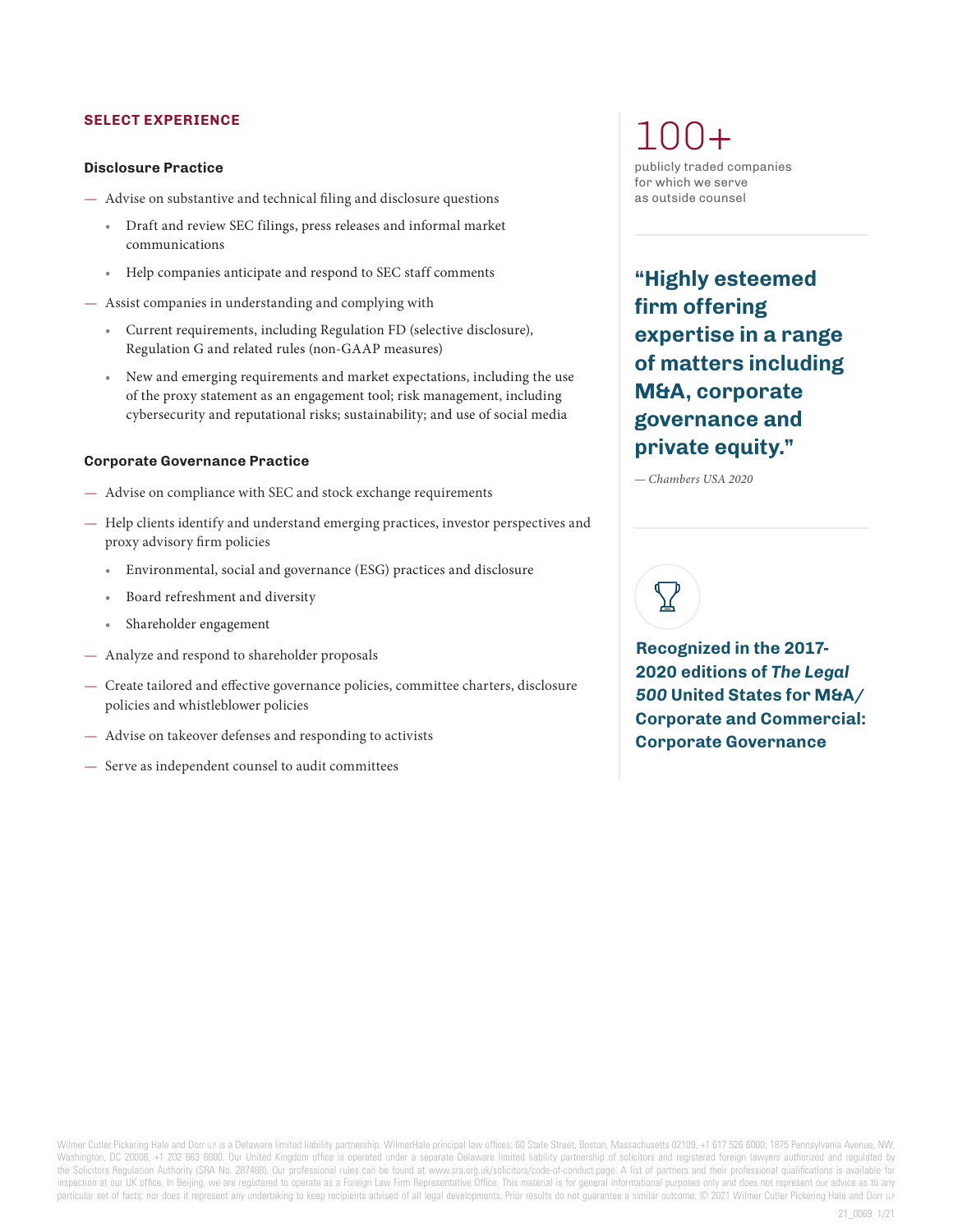## SELECT EXPERIENCE

### Disclosure Practice

- Advise on substantive and technical filing and disclosure questions
  - Draft and review SEC filings, press releases and informal market communications
  - Help companies anticipate and respond to SEC staff comments
- Assist companies in understanding and complying with
  - Current requirements, including Regulation FD (selective disclosure), Regulation G and related rules (non-GAAP measures)
  - New and emerging requirements and market expectations, including the use of the proxy statement as an engagement tool; risk management, including cybersecurity and reputational risks; sustainability; and use of social media

### Corporate Governance Practice

- Advise on compliance with SEC and stock exchange requirements
- Help clients identify and understand emerging practices, investor perspectives and proxy advisory firm policies
  - Environmental, social and governance (ESG) practices and disclosure
  - Board refreshment and diversity
  - Shareholder engagement
- Analyze and respond to shareholder proposals
- Create tailored and effective governance policies, committee charters, disclosure policies and whistleblower policies
- Advise on takeover defenses and responding to activists
- Serve as independent counsel to audit committees

100+

publicly traded companies for which we serve as outside counsel

**"Highly esteemed firm offering expertise in a range of matters including M&A, corporate governance and private equity."**

*— Chambers USA 2020*

**Recognized in the 2017-2020 editions of *The Legal 500* United States for M&A/ Corporate and Commercial: Corporate Governance**

Wilmer Cutler Pickering Hale and Dorr LLP is a Delaware limited liability partnership. WilmerHale principal law offices: 60 State Street, Boston, Massachusetts 02109, +1 617 526 6000; 1875 Pennsylvania Avenue, NW, Washington, DC 20006, +1 202 663 6000. Our United Kingdom office is operated under a separate Delaware limited liability partnership of solicitors and registered foreign lawyers authorized and regulated by the Solicitors Regulation Authority (SRA No. 287488). Our professional rules can be found at www.sra.org.uk/solicitors/code-of-conduct.page. A list of partners and their professional qualifications is available for inspection at our UK office. In Beijing, we are registered to operate as a Foreign Law Firm Representative Office. This material is for general informational purposes only and does not represent our advice as to any particular set of facts; nor does it represent any undertaking to keep recipients advised of all legal developments. Prior results do not guarantee a similar outcome. © 2021 Wilmer Cutler Pickering Hale and Dorr LLP

21_0069 1/21